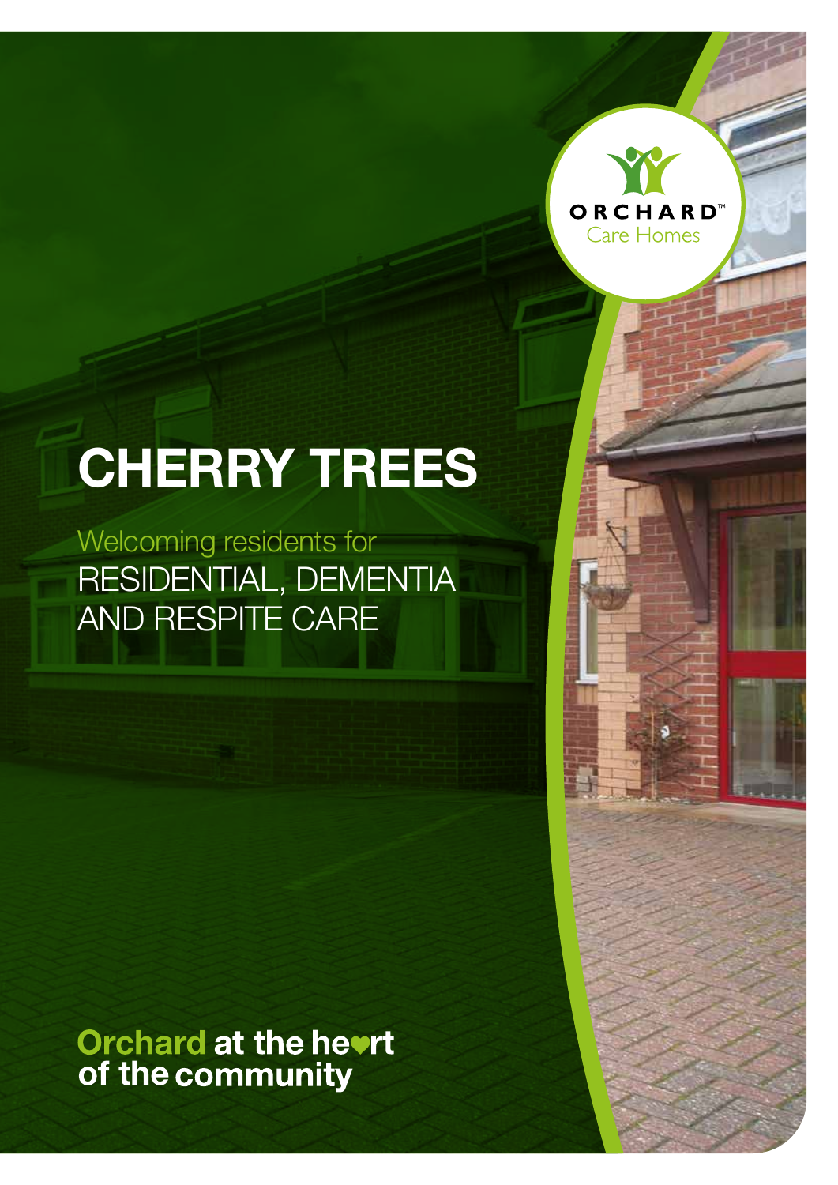ORCHARD™
Care Homes

# CHERRY TREES

Welcoming residents for
RESIDENTIAL, DEMENTIA AND RESPITE CARE

**Orchard at the heart of the community**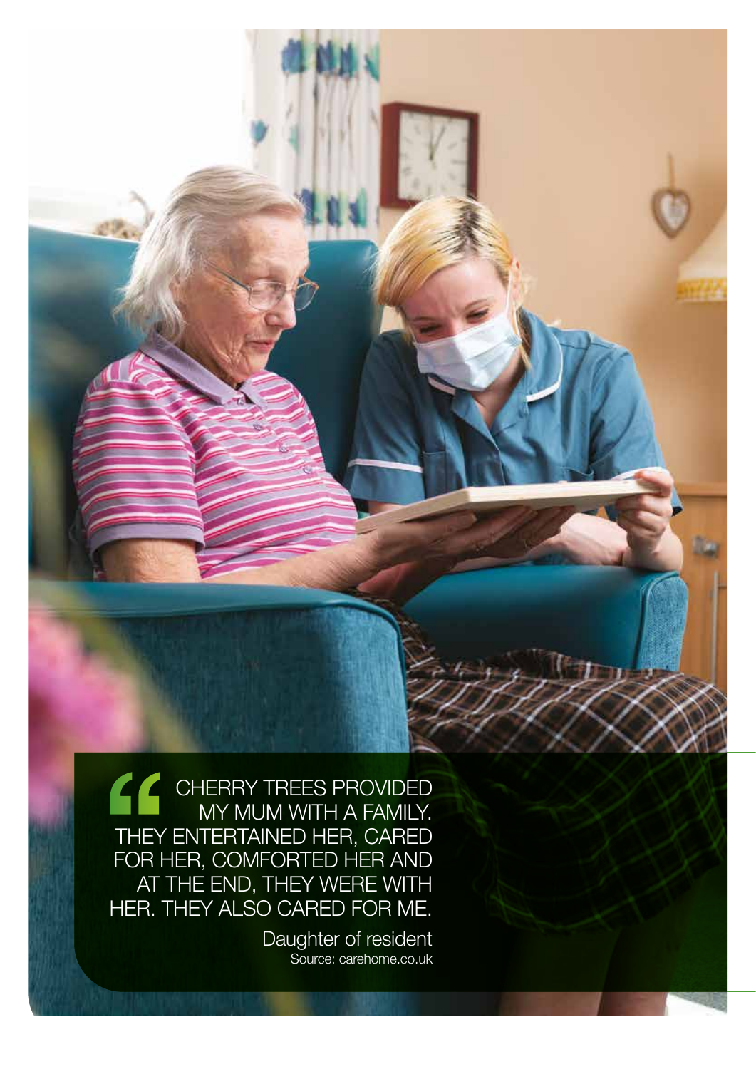> "CHERRY TREES PROVIDED MY MUM WITH A FAMILY. THEY ENTERTAINED HER, CARED FOR HER, COMFORTED HER AND AT THE END, THEY WERE WITH HER. THEY ALSO CARED FOR ME.
>
> Daughter of resident
> Source: carehome.co.uk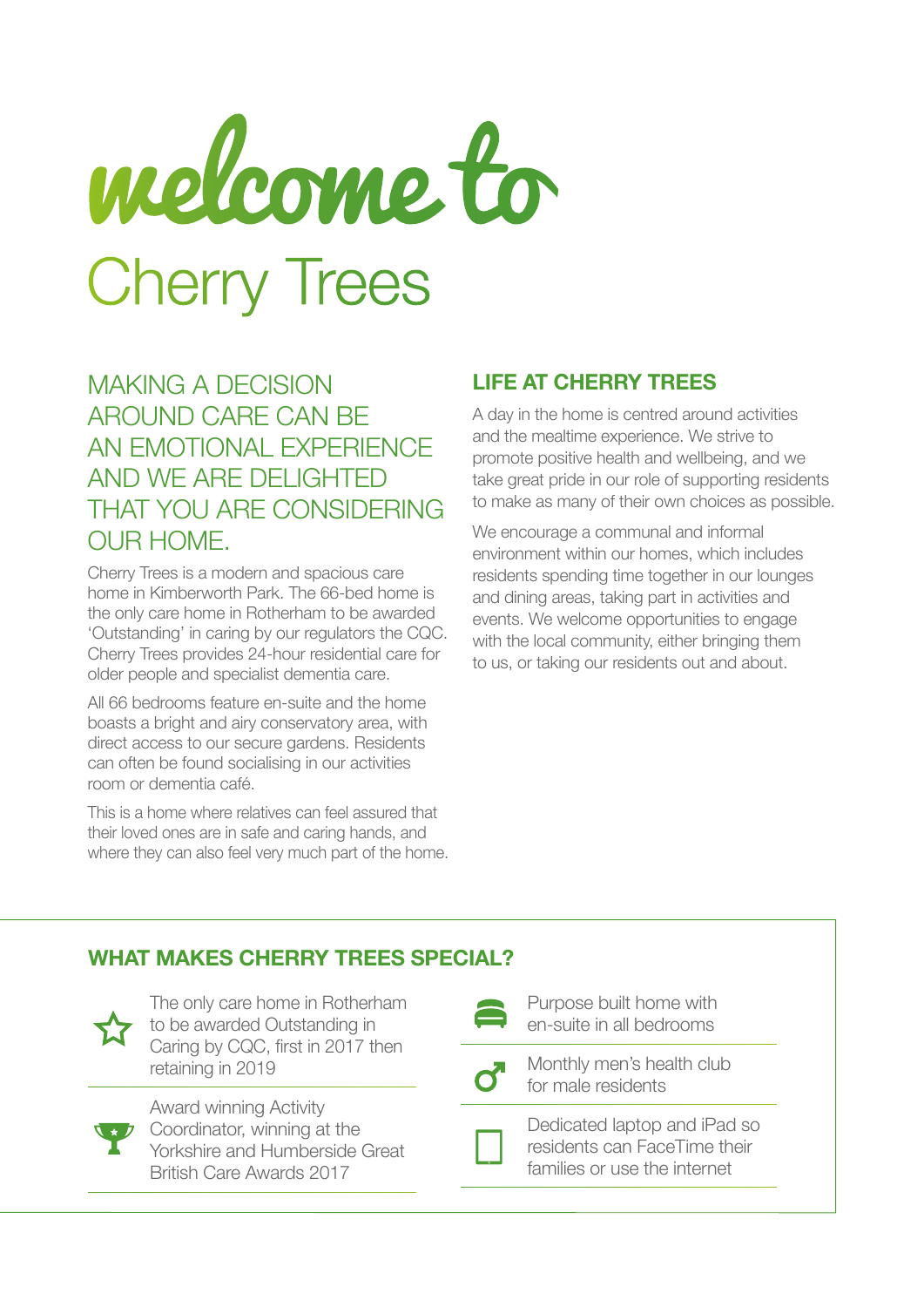# welcome to Cherry Trees

## MAKING A DECISION AROUND CARE CAN BE AN EMOTIONAL EXPERIENCE AND WE ARE DELIGHTED THAT YOU ARE CONSIDERING OUR HOME.

Cherry Trees is a modern and spacious care home in Kimberworth Park. The 66-bed home is the only care home in Rotherham to be awarded 'Outstanding' in caring by our regulators the CQC. Cherry Trees provides 24-hour residential care for older people and specialist dementia care.

All 66 bedrooms feature en-suite and the home boasts a bright and airy conservatory area, with direct access to our secure gardens. Residents can often be found socialising in our activities room or dementia café.

This is a home where relatives can feel assured that their loved ones are in safe and caring hands, and where they can also feel very much part of the home.

## LIFE AT CHERRY TREES

A day in the home is centred around activities and the mealtime experience. We strive to promote positive health and wellbeing, and we take great pride in our role of supporting residents to make as many of their own choices as possible.

We encourage a communal and informal environment within our homes, which includes residents spending time together in our lounges and dining areas, taking part in activities and events. We welcome opportunities to engage with the local community, either bringing them to us, or taking our residents out and about.

## WHAT MAKES CHERRY TREES SPECIAL?

- The only care home in Rotherham to be awarded Outstanding in Caring by CQC, first in 2017 then retaining in 2019
- Award winning Activity Coordinator, winning at the Yorkshire and Humberside Great British Care Awards 2017
- Purpose built home with en-suite in all bedrooms
- Monthly men's health club for male residents
- Dedicated laptop and iPad so residents can FaceTime their families or use the internet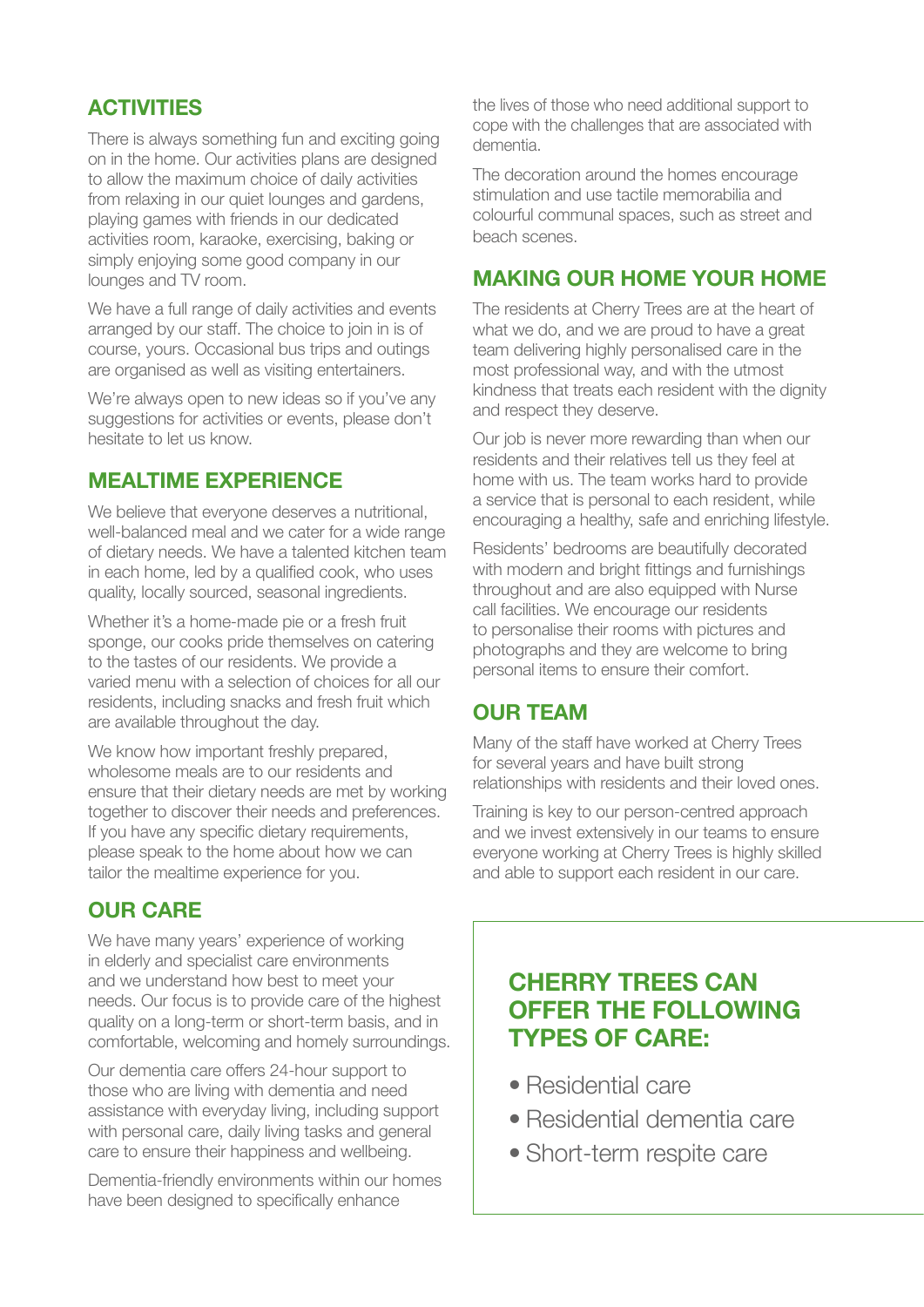## ACTIVITIES

There is always something fun and exciting going on in the home. Our activities plans are designed to allow the maximum choice of daily activities from relaxing in our quiet lounges and gardens, playing games with friends in our dedicated activities room, karaoke, exercising, baking or simply enjoying some good company in our lounges and TV room.

We have a full range of daily activities and events arranged by our staff. The choice to join in is of course, yours. Occasional bus trips and outings are organised as well as visiting entertainers.

We're always open to new ideas so if you've any suggestions for activities or events, please don't hesitate to let us know.

## MEALTIME EXPERIENCE

We believe that everyone deserves a nutritional, well-balanced meal and we cater for a wide range of dietary needs. We have a talented kitchen team in each home, led by a qualified cook, who uses quality, locally sourced, seasonal ingredients.

Whether it's a home-made pie or a fresh fruit sponge, our cooks pride themselves on catering to the tastes of our residents. We provide a varied menu with a selection of choices for all our residents, including snacks and fresh fruit which are available throughout the day.

We know how important freshly prepared, wholesome meals are to our residents and ensure that their dietary needs are met by working together to discover their needs and preferences. If you have any specific dietary requirements, please speak to the home about how we can tailor the mealtime experience for you.

## OUR CARE

We have many years' experience of working in elderly and specialist care environments and we understand how best to meet your needs. Our focus is to provide care of the highest quality on a long-term or short-term basis, and in comfortable, welcoming and homely surroundings.

Our dementia care offers 24-hour support to those who are living with dementia and need assistance with everyday living, including support with personal care, daily living tasks and general care to ensure their happiness and wellbeing.

Dementia-friendly environments within our homes have been designed to specifically enhance the lives of those who need additional support to cope with the challenges that are associated with dementia.

The decoration around the homes encourage stimulation and use tactile memorabilia and colourful communal spaces, such as street and beach scenes.

## MAKING OUR HOME YOUR HOME

The residents at Cherry Trees are at the heart of what we do, and we are proud to have a great team delivering highly personalised care in the most professional way, and with the utmost kindness that treats each resident with the dignity and respect they deserve.

Our job is never more rewarding than when our residents and their relatives tell us they feel at home with us. The team works hard to provide a service that is personal to each resident, while encouraging a healthy, safe and enriching lifestyle.

Residents' bedrooms are beautifully decorated with modern and bright fittings and furnishings throughout and are also equipped with Nurse call facilities. We encourage our residents to personalise their rooms with pictures and photographs and they are welcome to bring personal items to ensure their comfort.

## OUR TEAM

Many of the staff have worked at Cherry Trees for several years and have built strong relationships with residents and their loved ones.

Training is key to our person-centred approach and we invest extensively in our teams to ensure everyone working at Cherry Trees is highly skilled and able to support each resident in our care.

## CHERRY TREES CAN OFFER THE FOLLOWING TYPES OF CARE:

- Residential care
- Residential dementia care
- Short-term respite care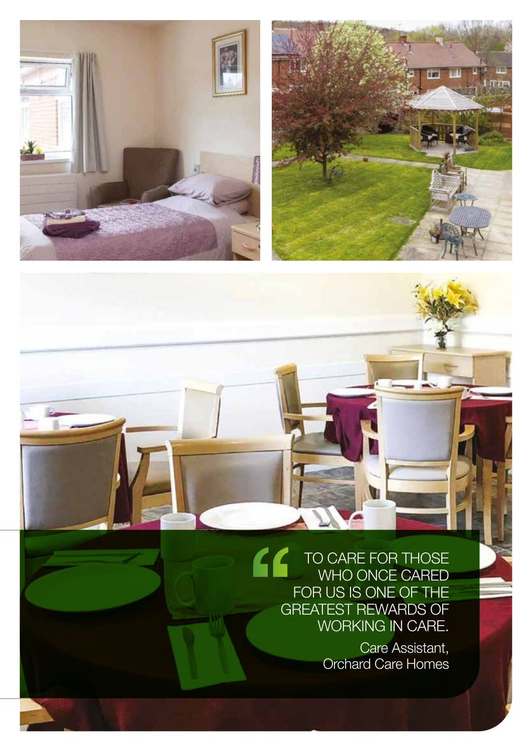> TO CARE FOR THOSE WHO ONCE CARED FOR US IS ONE OF THE GREATEST REWARDS OF WORKING IN CARE.
>
> Care Assistant,
> Orchard Care Homes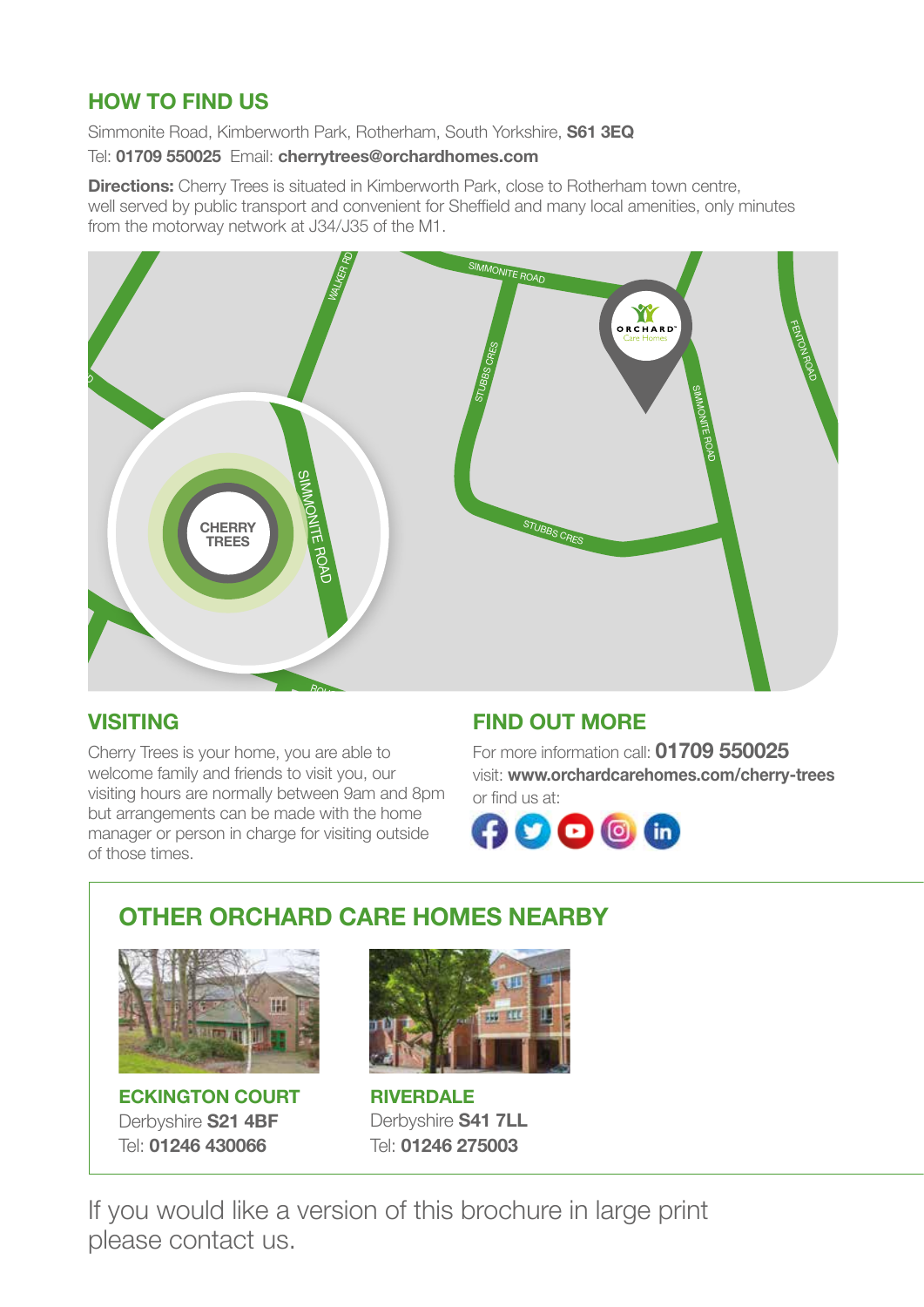## HOW TO FIND US

Simmonite Road, Kimberworth Park, Rotherham, South Yorkshire, **S61 3EQ**
Tel: **01709 550025** Email: **cherrytrees@orchardhomes.com**

**Directions:** Cherry Trees is situated in Kimberworth Park, close to Rotherham town centre, well served by public transport and convenient for Sheffield and many local amenities, only minutes from the motorway network at J34/J35 of the M1.

## VISITING

Cherry Trees is your home, you are able to welcome family and friends to visit you, our visiting hours are normally between 9am and 8pm but arrangements can be made with the home manager or person in charge for visiting outside of those times.

## FIND OUT MORE

For more information call: **01709 550025**
visit: **www.orchardcarehomes.com/cherry-trees**
or find us at:

## OTHER ORCHARD CARE HOMES NEARBY

**ECKINGTON COURT**
Derbyshire **S21 4BF**
Tel: **01246 430066**

**RIVERDALE**
Derbyshire **S41 7LL**
Tel: **01246 275003**

If you would like a version of this brochure in large print please contact us.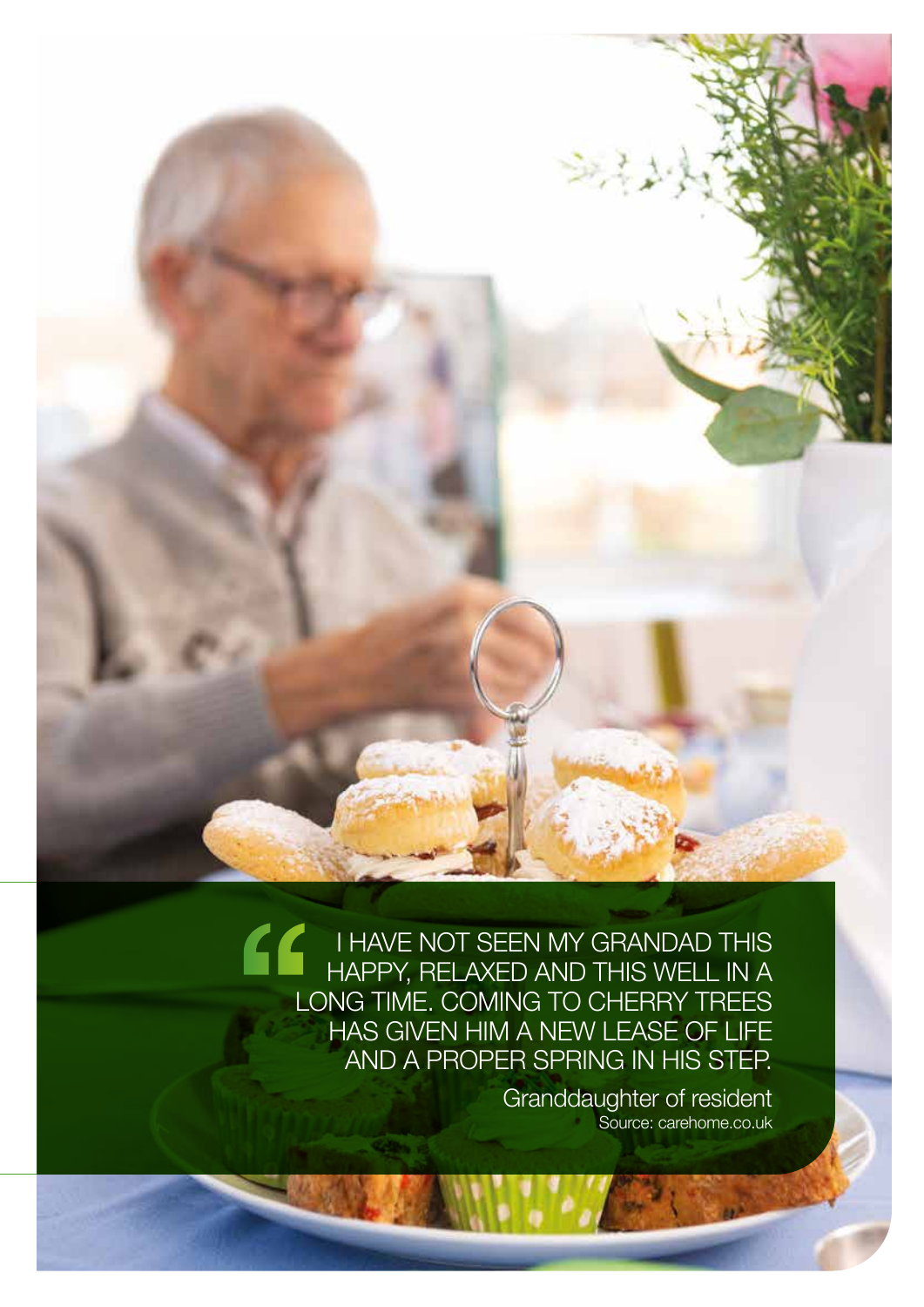> I HAVE NOT SEEN MY GRANDAD THIS HAPPY, RELAXED AND THIS WELL IN A LONG TIME. COMING TO CHERRY TREES HAS GIVEN HIM A NEW LEASE OF LIFE AND A PROPER SPRING IN HIS STEP.

Granddaughter of resident
Source: carehome.co.uk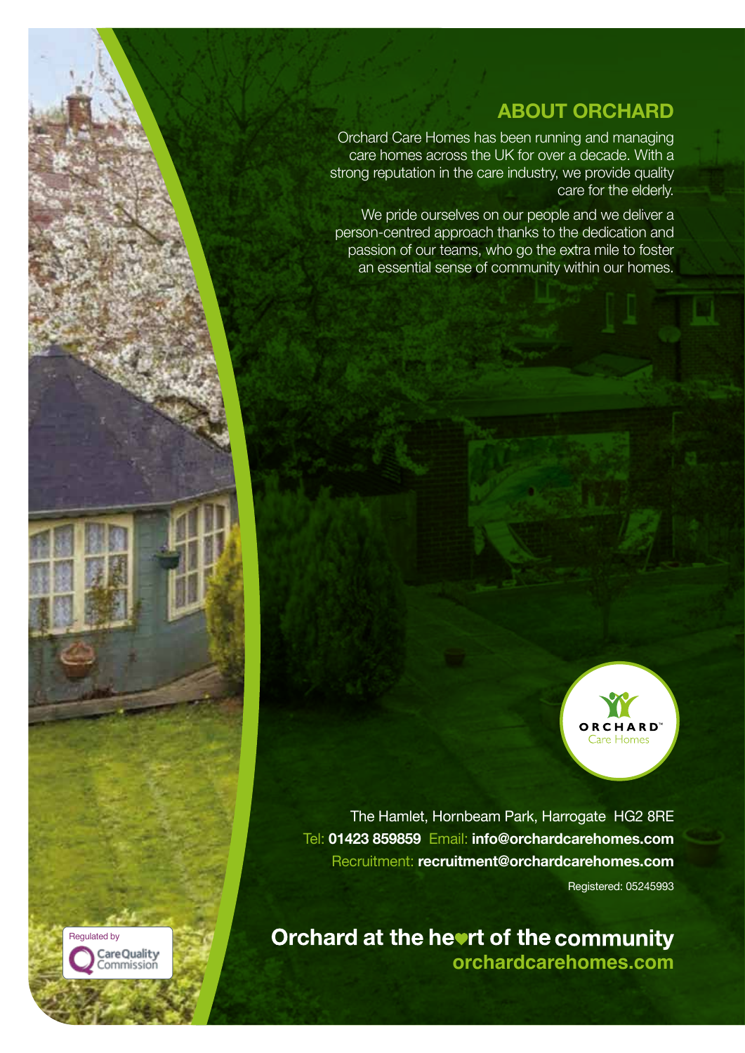## ABOUT ORCHARD

Orchard Care Homes has been running and managing care homes across the UK for over a decade. With a strong reputation in the care industry, we provide quality care for the elderly.

We pride ourselves on our people and we deliver a person-centred approach thanks to the dedication and passion of our teams, who go the extra mile to foster an essential sense of community within our homes.

ORCHARD™ Care Homes

The Hamlet, Hornbeam Park, Harrogate HG2 8RE

Tel: **01423 859859** Email: **info@orchardcarehomes.com**

Recruitment: **recruitment@orchardcarehomes.com**

Registered: 05245993

Regulated by Care Quality Commission

**Orchard at the heart of the community**

**orchardcarehomes.com**